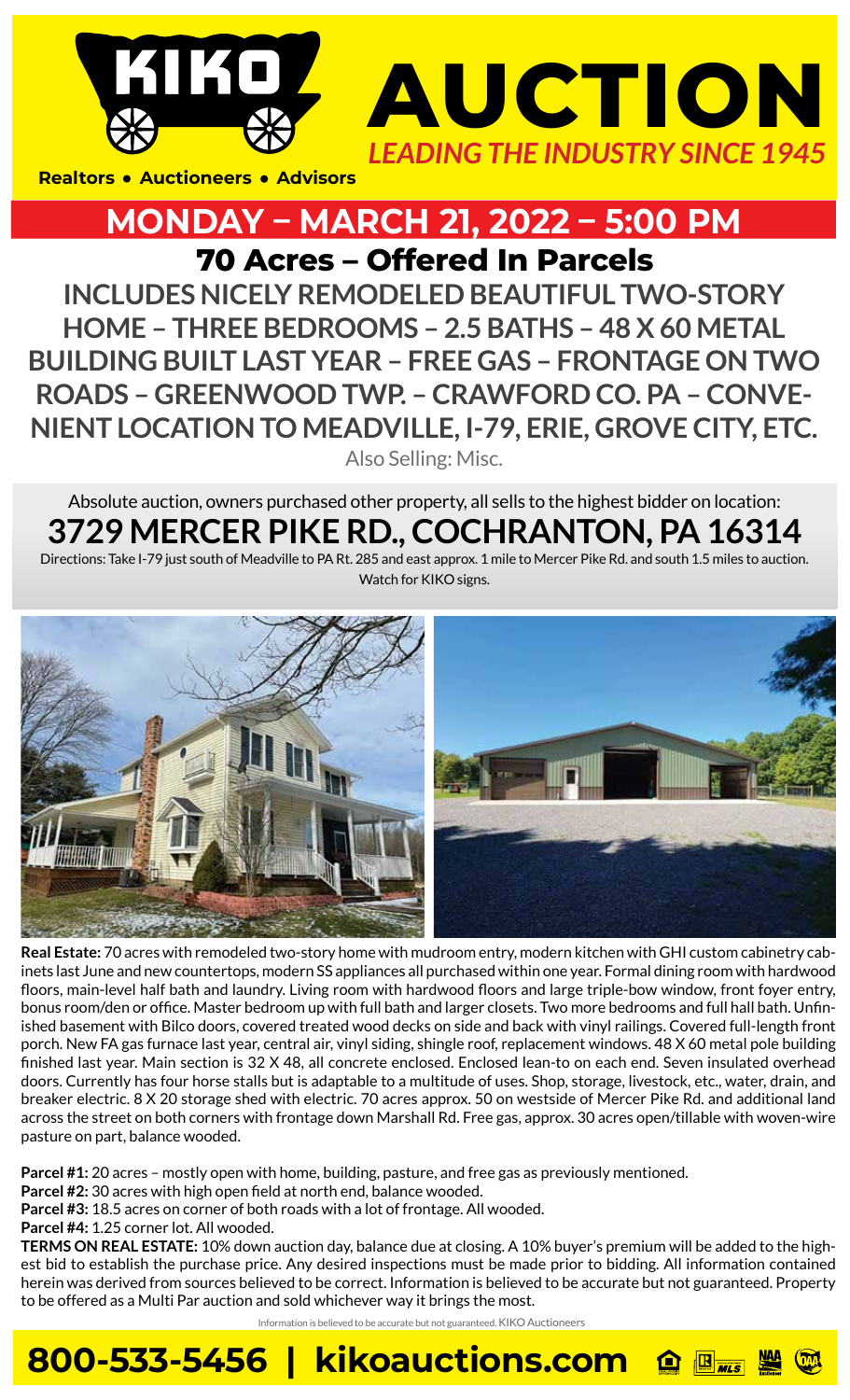# KIKO AUCTION

*LEADING THE INDUSTRY SINCE 1945*

**Realtors • Auctioneers • Advisors**

## MONDAY – MARCH 21, 2022 – 5:00 PM

## 70 Acres – Offered In Parcels

### INCLUDES NICELY REMODELED BEAUTIFUL TWO-STORY HOME – THREE BEDROOMS – 2.5 BATHS – 48 X 60 METAL BUILDING BUILT LAST YEAR – FREE GAS – FRONTAGE ON TWO ROADS – GREENWOOD TWP. – CRAWFORD CO. PA – CONVENIENT LOCATION TO MEADVILLE, I-79, ERIE, GROVE CITY, ETC.

Also Selling: Misc.

Absolute auction, owners purchased other property, all sells to the highest bidder on location:

## 3729 MERCER PIKE RD., COCHRANTON, PA 16314

Directions: Take I-79 just south of Meadville to PA Rt. 285 and east approx. 1 mile to Mercer Pike Rd. and south 1.5 miles to auction. Watch for KIKO signs.

**Real Estate:** 70 acres with remodeled two-story home with mudroom entry, modern kitchen with GHI custom cabinetry cabinets last June and new countertops, modern SS appliances all purchased within one year. Formal dining room with hardwood floors, main-level half bath and laundry. Living room with hardwood floors and large triple-bow window, front foyer entry, bonus room/den or office. Master bedroom up with full bath and larger closets. Two more bedrooms and full hall bath. Unfinished basement with Bilco doors, covered treated wood decks on side and back with vinyl railings. Covered full-length front porch. New FA gas furnace last year, central air, vinyl siding, shingle roof, replacement windows. 48 X 60 metal pole building finished last year. Main section is 32 X 48, all concrete enclosed. Enclosed lean-to on each end. Seven insulated overhead doors. Currently has four horse stalls but is adaptable to a multitude of uses. Shop, storage, livestock, etc., water, drain, and breaker electric. 8 X 20 storage shed with electric. 70 acres approx. 50 on westside of Mercer Pike Rd. and additional land across the street on both corners with frontage down Marshall Rd. Free gas, approx. 30 acres open/tillable with woven-wire pasture on part, balance wooded.

**Parcel #1:** 20 acres – mostly open with home, building, pasture, and free gas as previously mentioned.
**Parcel #2:** 30 acres with high open field at north end, balance wooded.
**Parcel #3:** 18.5 acres on corner of both roads with a lot of frontage. All wooded.
**Parcel #4:** 1.25 corner lot. All wooded.
**TERMS ON REAL ESTATE:** 10% down auction day, balance due at closing. A 10% buyer's premium will be added to the highest bid to establish the purchase price. Any desired inspections must be made prior to bidding. All information contained herein was derived from sources believed to be correct. Information is believed to be accurate but not guaranteed. Property to be offered as a Multi Par auction and sold whichever way it brings the most.

Information is believed to be accurate but not guaranteed. KIKO Auctioneers

**800-533-5456 | kikoauctions.com**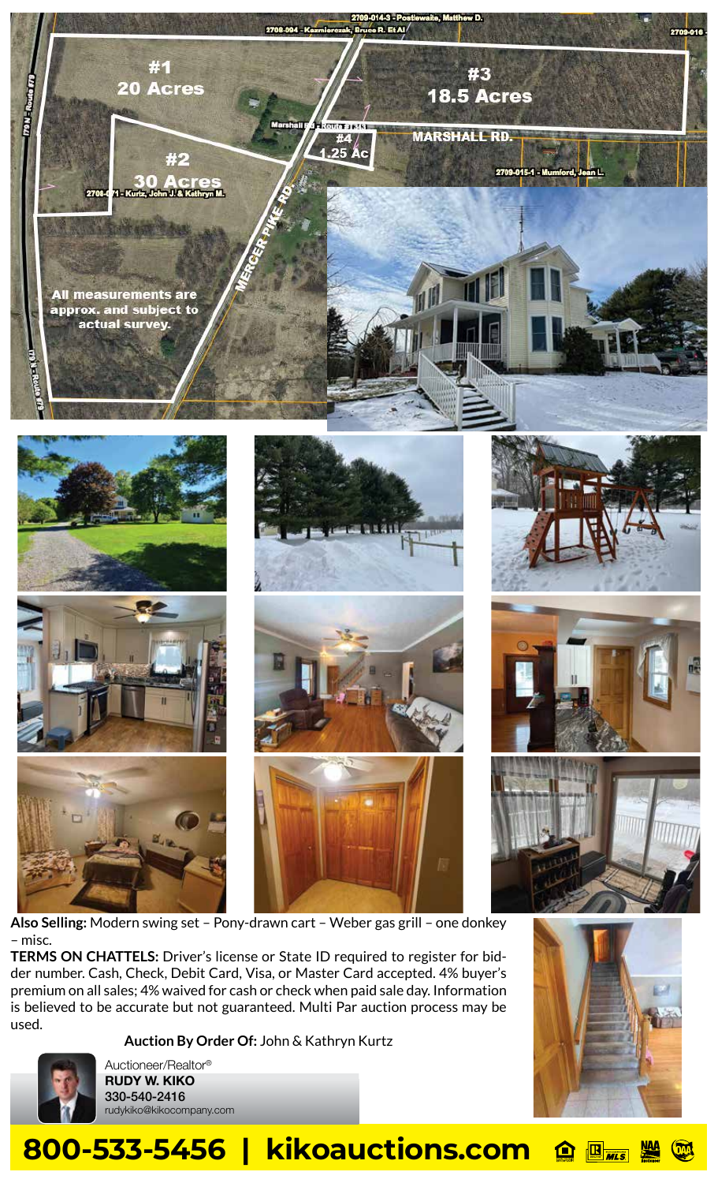#1
20 Acres

#2
30 Acres

#3
18.5 Acres

#4
1.25 Ac

MARSHALL RD.

MERCER PIKE RD.

All measurements are approx. and subject to actual survey.

**Also Selling:** Modern swing set – Pony-drawn cart – Weber gas grill – one donkey – misc.

**TERMS ON CHATTELS:** Driver's license or State ID required to register for bidder number. Cash, Check, Debit Card, Visa, or Master Card accepted. 4% buyer's premium on all sales; 4% waived for cash or check when paid sale day. Information is believed to be accurate but not guaranteed. Multi Par auction process may be used.

**Auction By Order Of:** John & Kathryn Kurtz

Auctioneer/Realtor®
**RUDY W. KIKO**
**330-540-2416**
rudykiko@kikocompany.com

# 800-533-5456 | kikoauctions.com